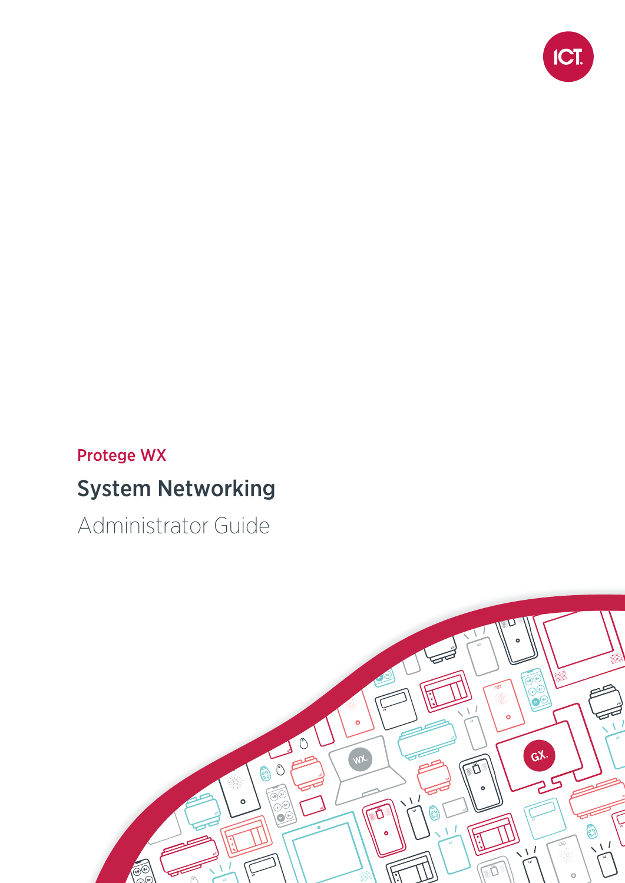Protege WX

# System Networking

Administrator Guide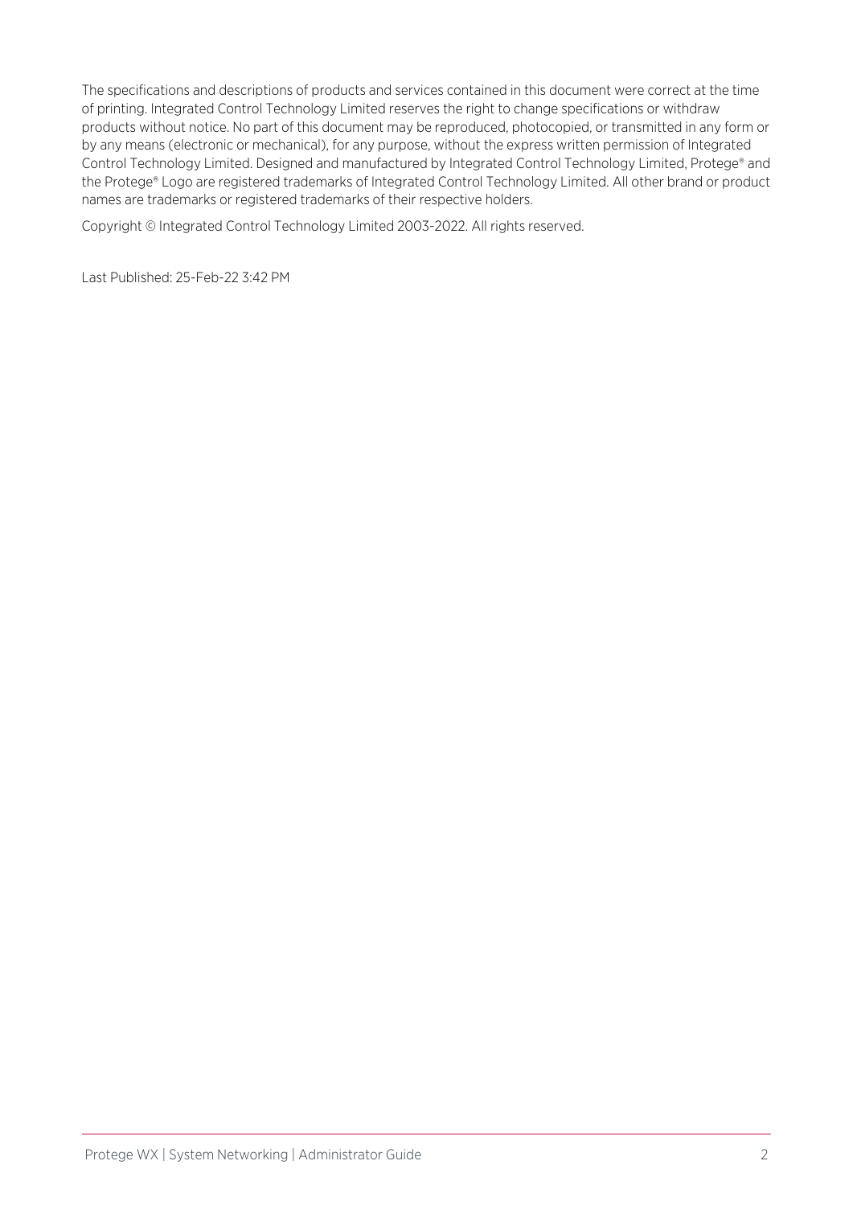The specifications and descriptions of products and services contained in this document were correct at the time of printing. Integrated Control Technology Limited reserves the right to change specifications or withdraw products without notice. No part of this document may be reproduced, photocopied, or transmitted in any form or by any means (electronic or mechanical), for any purpose, without the express written permission of Integrated Control Technology Limited. Designed and manufactured by Integrated Control Technology Limited, Protege® and the Protege® Logo are registered trademarks of Integrated Control Technology Limited. All other brand or product names are trademarks or registered trademarks of their respective holders.

Copyright © Integrated Control Technology Limited 2003-2022. All rights reserved.

Last Published: 25-Feb-22 3:42 PM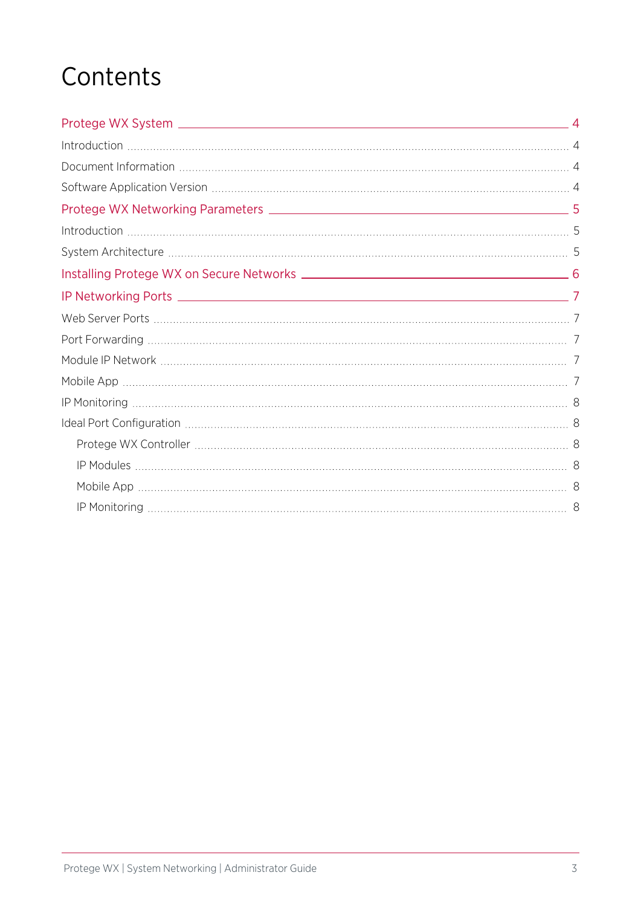# Contents

Protege WX System ........ 4

Introduction ........ 4

Document Information ........ 4

Software Application Version ........ 4

Protege WX Networking Parameters ........ 5

Introduction ........ 5

System Architecture ........ 5

Installing Protege WX on Secure Networks ........ 6

IP Networking Ports ........ 7

Web Server Ports ........ 7

Port Forwarding ........ 7

Module IP Network ........ 7

Mobile App ........ 7

IP Monitoring ........ 8

Ideal Port Configuration ........ 8

- Protege WX Controller ........ 8
- IP Modules ........ 8
- Mobile App ........ 8
- IP Monitoring ........ 8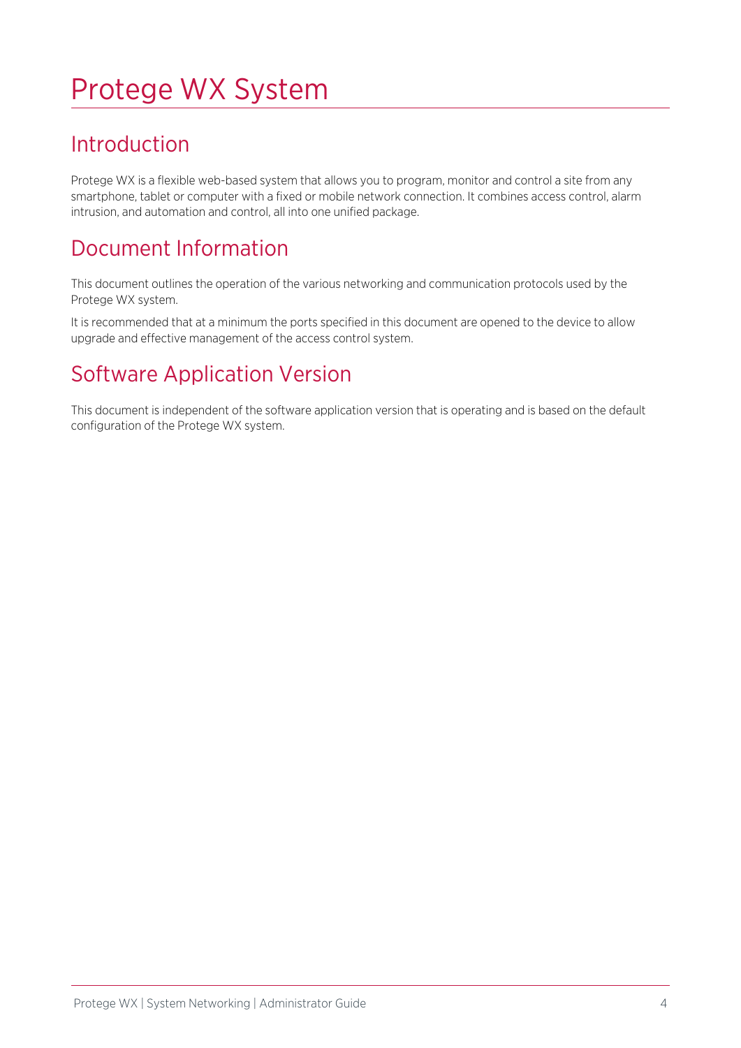# Protege WX System

## Introduction

Protege WX is a flexible web-based system that allows you to program, monitor and control a site from any smartphone, tablet or computer with a fixed or mobile network connection. It combines access control, alarm intrusion, and automation and control, all into one unified package.

## Document Information

This document outlines the operation of the various networking and communication protocols used by the Protege WX system.

It is recommended that at a minimum the ports specified in this document are opened to the device to allow upgrade and effective management of the access control system.

## Software Application Version

This document is independent of the software application version that is operating and is based on the default configuration of the Protege WX system.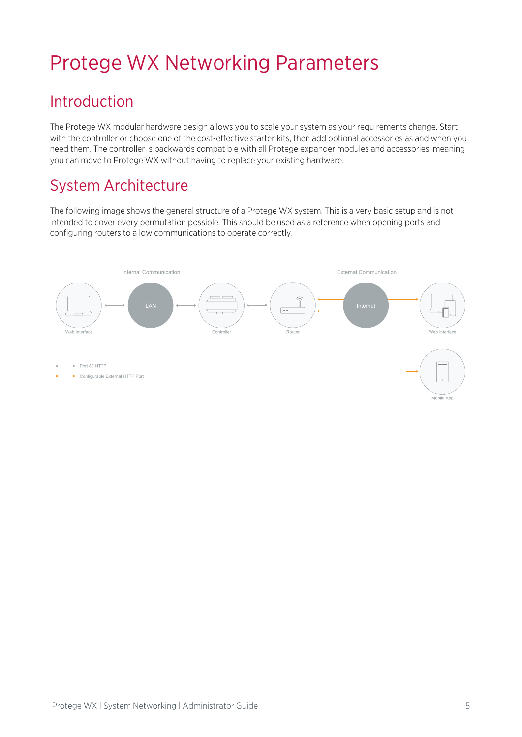# Protege WX Networking Parameters

## Introduction

The Protege WX modular hardware design allows you to scale your system as your requirements change. Start with the controller or choose one of the cost-effective starter kits, then add optional accessories as and when you need them. The controller is backwards compatible with all Protege expander modules and accessories, meaning you can move to Protege WX without having to replace your existing hardware.

## System Architecture

The following image shows the general structure of a Protege WX system. This is a very basic setup and is not intended to cover every permutation possible. This should be used as a reference when opening ports and configuring routers to allow communications to operate correctly.

Internal Communication

External Communication

Web Interface

LAN

Controller

Router

Internet

Web Interface

Mobile App

Port 80 HTTP

Configurable External HTTP Port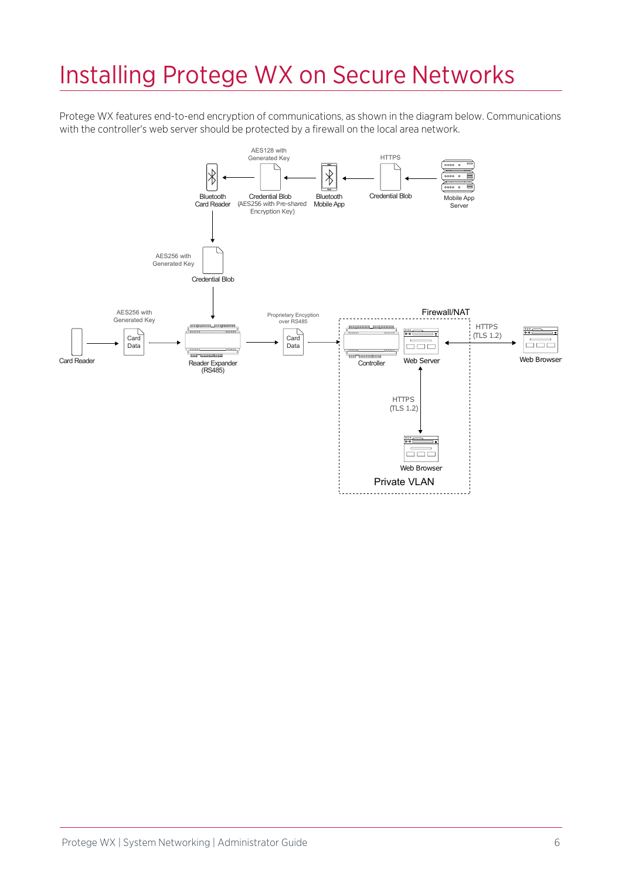# Installing Protege WX on Secure Networks

Protege WX features end-to-end encryption of communications, as shown in the diagram below. Communications with the controller's web server should be protected by a firewall on the local area network.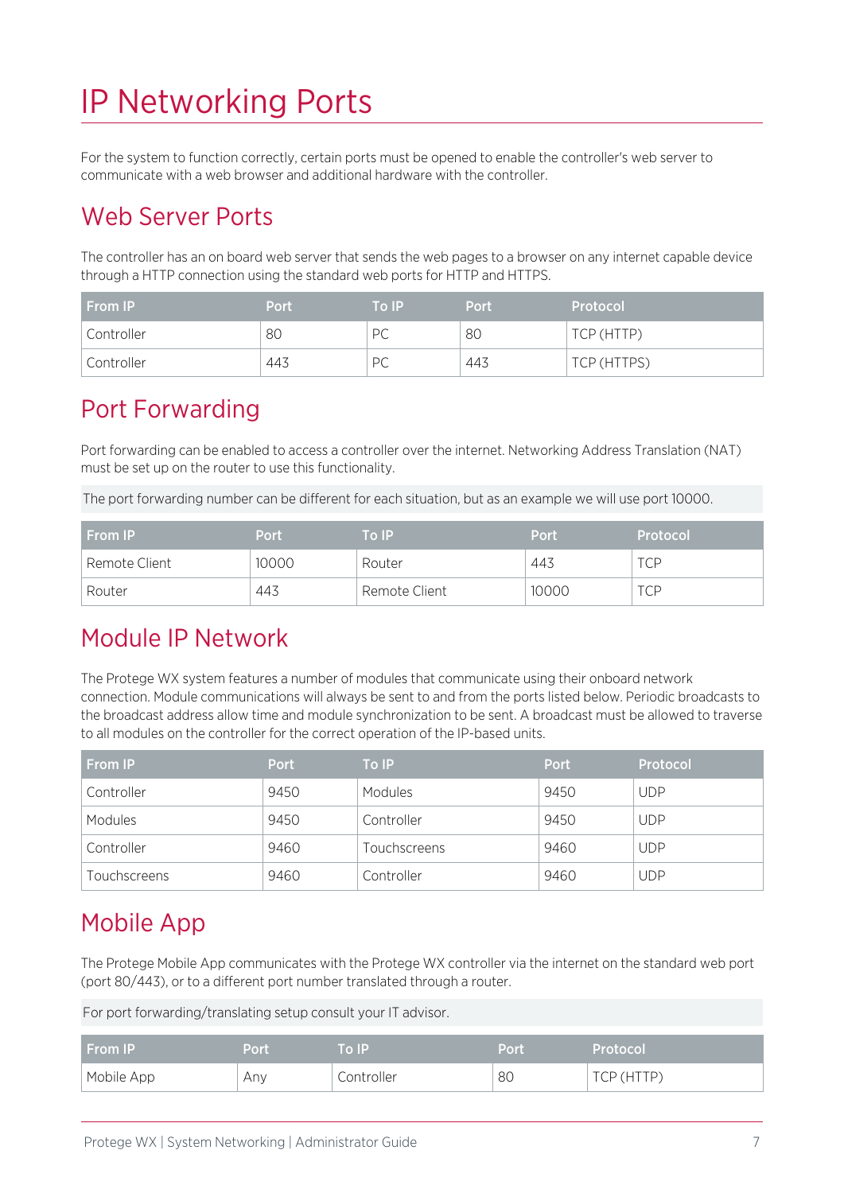# IP Networking Ports

For the system to function correctly, certain ports must be opened to enable the controller's web server to communicate with a web browser and additional hardware with the controller.

## Web Server Ports

The controller has an on board web server that sends the web pages to a browser on any internet capable device through a HTTP connection using the standard web ports for HTTP and HTTPS.

| From IP | Port | To IP | Port | Protocol |
|---|---|---|---|---|
| Controller | 80 | PC | 80 | TCP (HTTP) |
| Controller | 443 | PC | 443 | TCP (HTTPS) |

## Port Forwarding

Port forwarding can be enabled to access a controller over the internet. Networking Address Translation (NAT) must be set up on the router to use this functionality.

The port forwarding number can be different for each situation, but as an example we will use port 10000.

| From IP | Port | To IP | Port | Protocol |
|---|---|---|---|---|
| Remote Client | 10000 | Router | 443 | TCP |
| Router | 443 | Remote Client | 10000 | TCP |

## Module IP Network

The Protege WX system features a number of modules that communicate using their onboard network connection. Module communications will always be sent to and from the ports listed below. Periodic broadcasts to the broadcast address allow time and module synchronization to be sent. A broadcast must be allowed to traverse to all modules on the controller for the correct operation of the IP-based units.

| From IP | Port | To IP | Port | Protocol |
|---|---|---|---|---|
| Controller | 9450 | Modules | 9450 | UDP |
| Modules | 9450 | Controller | 9450 | UDP |
| Controller | 9460 | Touchscreens | 9460 | UDP |
| Touchscreens | 9460 | Controller | 9460 | UDP |

## Mobile App

The Protege Mobile App communicates with the Protege WX controller via the internet on the standard web port (port 80/443), or to a different port number translated through a router.

For port forwarding/translating setup consult your IT advisor.

| From IP | Port | To IP | Port | Protocol |
|---|---|---|---|---|
| Mobile App | Any | Controller | 80 | TCP (HTTP) |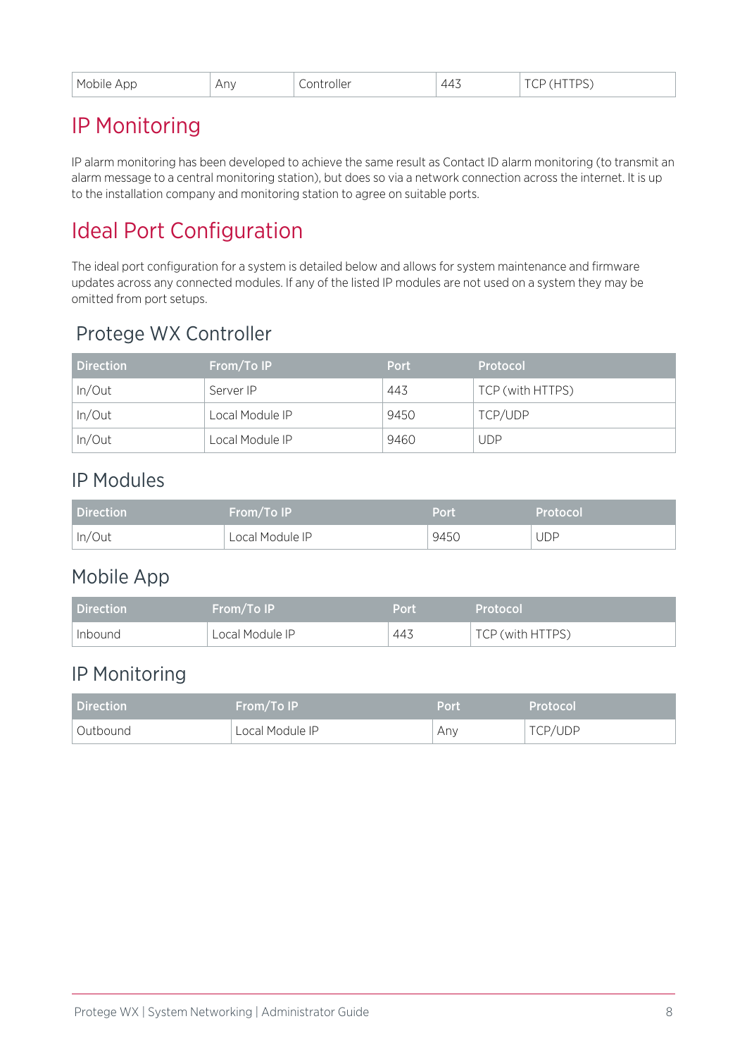| Mobile App | Any | Controller | 443 | TCP (HTTPS) |
|---|---|---|---|---|

# IP Monitoring

IP alarm monitoring has been developed to achieve the same result as Contact ID alarm monitoring (to transmit an alarm message to a central monitoring station), but does so via a network connection across the internet. It is up to the installation company and monitoring station to agree on suitable ports.

# Ideal Port Configuration

The ideal port configuration for a system is detailed below and allows for system maintenance and firmware updates across any connected modules. If any of the listed IP modules are not used on a system they may be omitted from port setups.

## Protege WX Controller

| Direction | From/To IP | Port | Protocol |
|---|---|---|---|
| In/Out | Server IP | 443 | TCP (with HTTPS) |
| In/Out | Local Module IP | 9450 | TCP/UDP |
| In/Out | Local Module IP | 9460 | UDP |

## IP Modules

| Direction | From/To IP | Port | Protocol |
|---|---|---|---|
| In/Out | Local Module IP | 9450 | UDP |

## Mobile App

| Direction | From/To IP | Port | Protocol |
|---|---|---|---|
| Inbound | Local Module IP | 443 | TCP (with HTTPS) |

## IP Monitoring

| Direction | From/To IP | Port | Protocol |
|---|---|---|---|
| Outbound | Local Module IP | Any | TCP/UDP |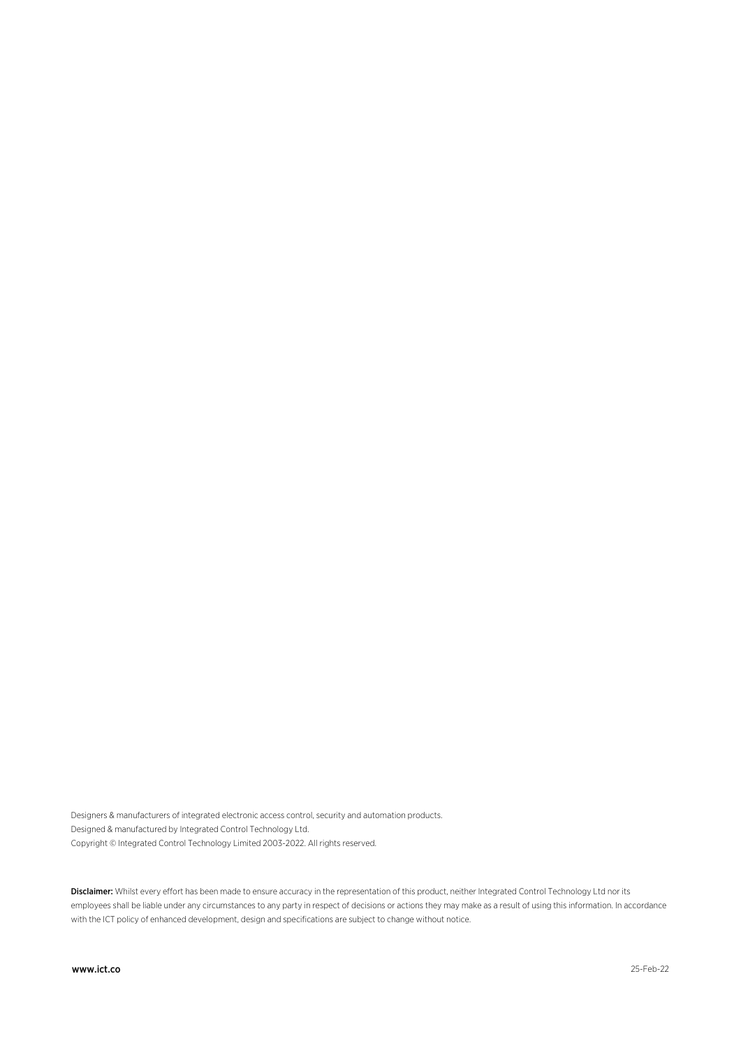Designers & manufacturers of integrated electronic access control, security and automation products.
Designed & manufactured by Integrated Control Technology Ltd.
Copyright © Integrated Control Technology Limited 2003-2022. All rights reserved.

**Disclaimer:** Whilst every effort has been made to ensure accuracy in the representation of this product, neither Integrated Control Technology Ltd nor its employees shall be liable under any circumstances to any party in respect of decisions or actions they may make as a result of using this information. In accordance with the ICT policy of enhanced development, design and specifications are subject to change without notice.

**www.ict.co**

25-Feb-22